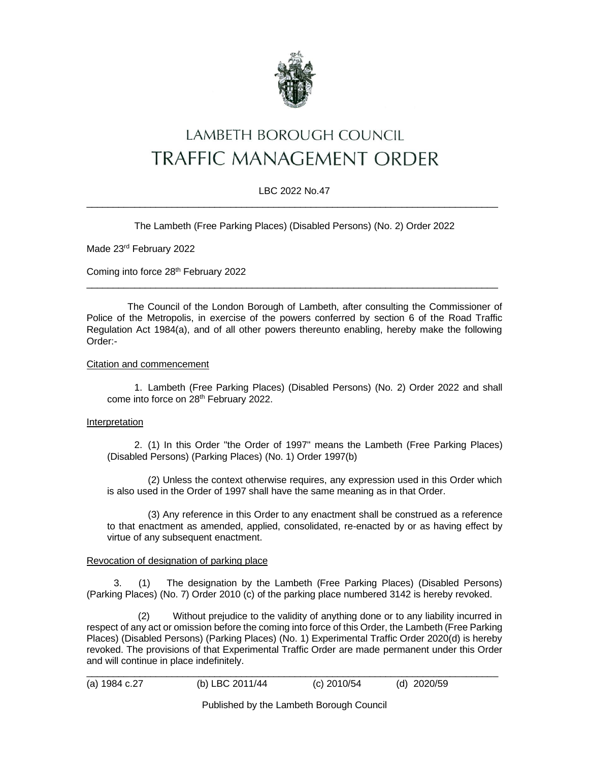# LAMBETH BOROUGH COUNCIL
# TRAFFIC MANAGEMENT ORDER

LBC 2022 No.47

---

The Lambeth (Free Parking Places) (Disabled Persons) (No. 2) Order 2022

Made 23rd February 2022

Coming into force 28th February 2022

---

The Council of the London Borough of Lambeth, after consulting the Commissioner of Police of the Metropolis, in exercise of the powers conferred by section 6 of the Road Traffic Regulation Act 1984(a), and of all other powers thereunto enabling, hereby make the following Order:-

<u>Citation and commencement</u>

1. Lambeth (Free Parking Places) (Disabled Persons) (No. 2) Order 2022 and shall come into force on 28th February 2022.

<u>Interpretation</u>

2. (1) In this Order "the Order of 1997" means the Lambeth (Free Parking Places) (Disabled Persons) (Parking Places) (No. 1) Order 1997(b)

(2) Unless the context otherwise requires, any expression used in this Order which is also used in the Order of 1997 shall have the same meaning as in that Order.

(3) Any reference in this Order to any enactment shall be construed as a reference to that enactment as amended, applied, consolidated, re-enacted by or as having effect by virtue of any subsequent enactment.

<u>Revocation of designation of parking place</u>

3. (1) The designation by the Lambeth (Free Parking Places) (Disabled Persons) (Parking Places) (No. 7) Order 2010 (c) of the parking place numbered 3142 is hereby revoked.

(2) Without prejudice to the validity of anything done or to any liability incurred in respect of any act or omission before the coming into force of this Order, the Lambeth (Free Parking Places) (Disabled Persons) (Parking Places) (No. 1) Experimental Traffic Order 2020(d) is hereby revoked. The provisions of that Experimental Traffic Order are made permanent under this Order and will continue in place indefinitely.

---

(a) 1984 c.27 (b) LBC 2011/44 (c) 2010/54 (d) 2020/59

Published by the Lambeth Borough Council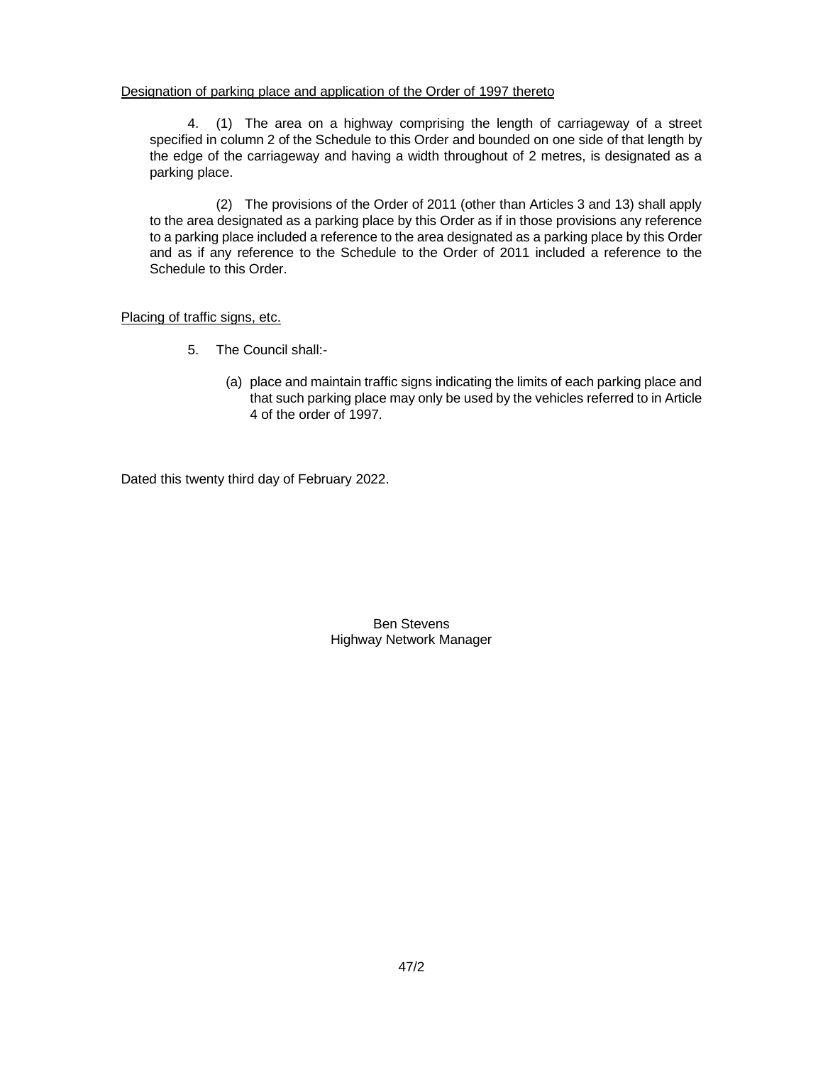Designation of parking place and application of the Order of 1997 thereto

4. (1) The area on a highway comprising the length of carriageway of a street specified in column 2 of the Schedule to this Order and bounded on one side of that length by the edge of the carriageway and having a width throughout of 2 metres, is designated as a parking place.

(2) The provisions of the Order of 2011 (other than Articles 3 and 13) shall apply to the area designated as a parking place by this Order as if in those provisions any reference to a parking place included a reference to the area designated as a parking place by this Order and as if any reference to the Schedule to the Order of 2011 included a reference to the Schedule to this Order.

Placing of traffic signs, etc.

5. The Council shall:-

(a) place and maintain traffic signs indicating the limits of each parking place and that such parking place may only be used by the vehicles referred to in Article 4 of the order of 1997.

Dated this twenty third day of February 2022.

Ben Stevens
Highway Network Manager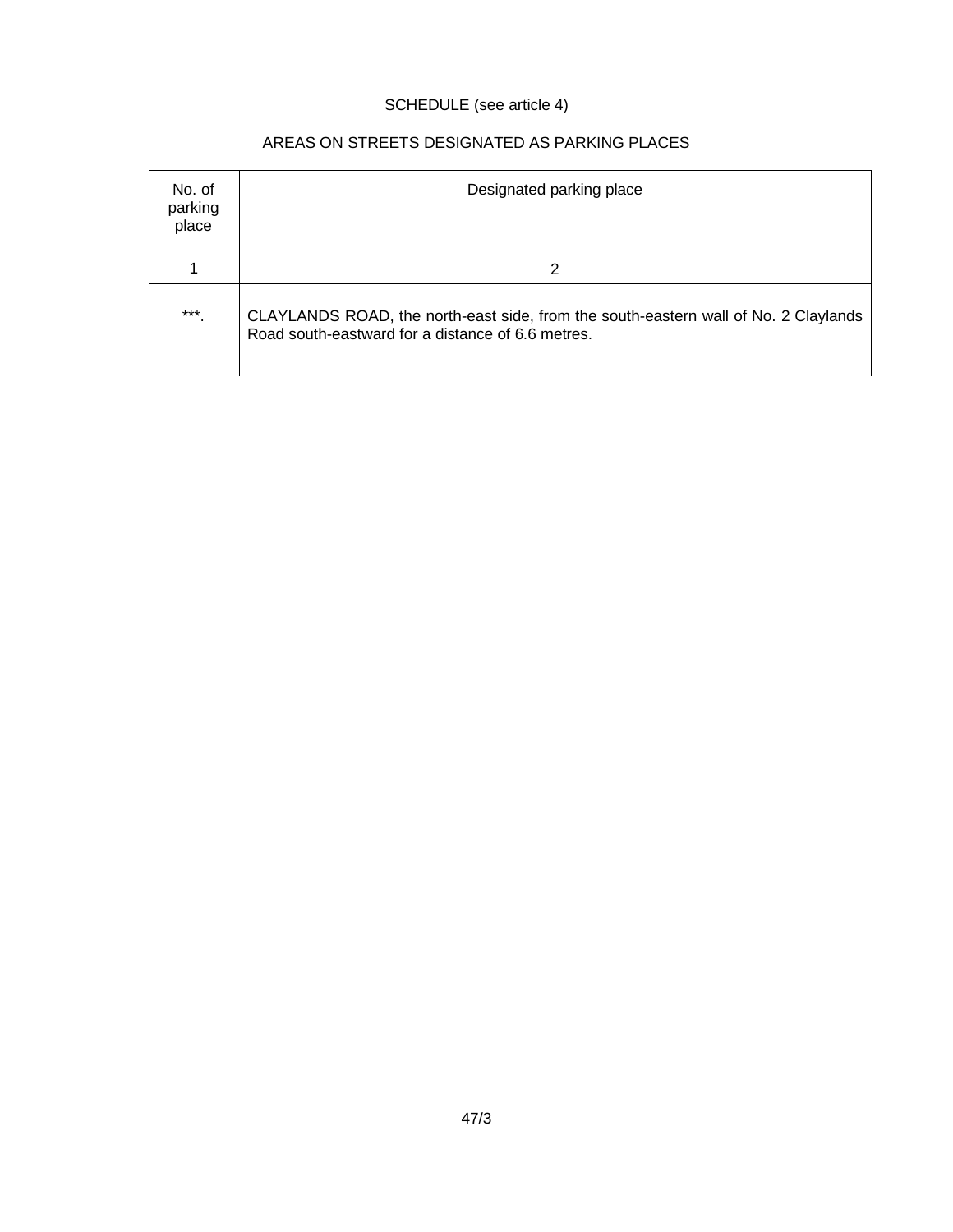SCHEDULE (see article 4)

AREAS ON STREETS DESIGNATED AS PARKING PLACES

| No. of parking place | Designated parking place |
|---|---|
| 1 | 2 |
| ***. | CLAYLANDS ROAD, the north-east side, from the south-eastern wall of No. 2 Claylands Road south-eastward for a distance of 6.6 metres. |

47/3